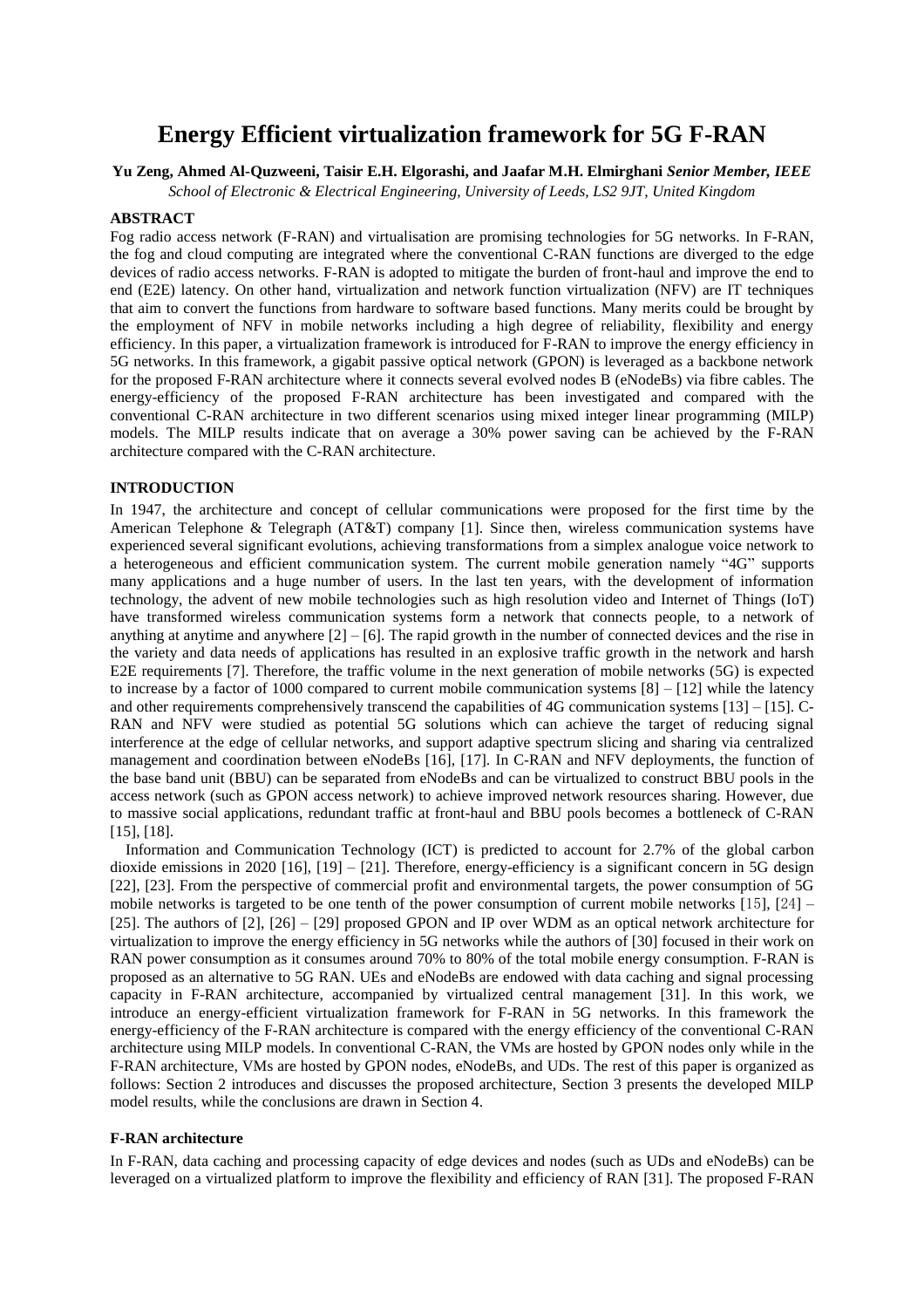# Energy Efficient virtualization framework for 5G F-RAN

**Yu Zeng, Ahmed Al-Quzweeni, Taisir E.H. Elgorashi, and Jaafar M.H. Elmirghani** ***Senior Member, IEEE***

*School of Electronic & Electrical Engineering, University of Leeds, LS2 9JT, United Kingdom*

## ABSTRACT

Fog radio access network (F-RAN) and virtualisation are promising technologies for 5G networks. In F-RAN, the fog and cloud computing are integrated where the conventional C-RAN functions are diverged to the edge devices of radio access networks. F-RAN is adopted to mitigate the burden of front-haul and improve the end to end (E2E) latency. On other hand, virtualization and network function virtualization (NFV) are IT techniques that aim to convert the functions from hardware to software based functions. Many merits could be brought by the employment of NFV in mobile networks including a high degree of reliability, flexibility and energy efficiency. In this paper, a virtualization framework is introduced for F-RAN to improve the energy efficiency in 5G networks. In this framework, a gigabit passive optical network (GPON) is leveraged as a backbone network for the proposed F-RAN architecture where it connects several evolved nodes B (eNodeBs) via fibre cables. The energy-efficiency of the proposed F-RAN architecture has been investigated and compared with the conventional C-RAN architecture in two different scenarios using mixed integer linear programming (MILP) models. The MILP results indicate that on average a 30% power saving can be achieved by the F-RAN architecture compared with the C-RAN architecture.

## INTRODUCTION

In 1947, the architecture and concept of cellular communications were proposed for the first time by the American Telephone & Telegraph (AT&T) company [1]. Since then, wireless communication systems have experienced several significant evolutions, achieving transformations from a simplex analogue voice network to a heterogeneous and efficient communication system. The current mobile generation namely "4G" supports many applications and a huge number of users. In the last ten years, with the development of information technology, the advent of new mobile technologies such as high resolution video and Internet of Things (IoT) have transformed wireless communication systems form a network that connects people, to a network of anything at anytime and anywhere [2] – [6]. The rapid growth in the number of connected devices and the rise in the variety and data needs of applications has resulted in an explosive traffic growth in the network and harsh E2E requirements [7]. Therefore, the traffic volume in the next generation of mobile networks (5G) is expected to increase by a factor of 1000 compared to current mobile communication systems [8] – [12] while the latency and other requirements comprehensively transcend the capabilities of 4G communication systems [13] – [15]. C-RAN and NFV were studied as potential 5G solutions which can achieve the target of reducing signal interference at the edge of cellular networks, and support adaptive spectrum slicing and sharing via centralized management and coordination between eNodeBs [16], [17]. In C-RAN and NFV deployments, the function of the base band unit (BBU) can be separated from eNodeBs and can be virtualized to construct BBU pools in the access network (such as GPON access network) to achieve improved network resources sharing. However, due to massive social applications, redundant traffic at front-haul and BBU pools becomes a bottleneck of C-RAN [15], [18].

Information and Communication Technology (ICT) is predicted to account for 2.7% of the global carbon dioxide emissions in 2020 [16], [19] – [21]. Therefore, energy-efficiency is a significant concern in 5G design [22], [23]. From the perspective of commercial profit and environmental targets, the power consumption of 5G mobile networks is targeted to be one tenth of the power consumption of current mobile networks [15], [24] – [25]. The authors of [2], [26] – [29] proposed GPON and IP over WDM as an optical network architecture for virtualization to improve the energy efficiency in 5G networks while the authors of [30] focused in their work on RAN power consumption as it consumes around 70% to 80% of the total mobile energy consumption. F-RAN is proposed as an alternative to 5G RAN. UEs and eNodeBs are endowed with data caching and signal processing capacity in F-RAN architecture, accompanied by virtualized central management [31]. In this work, we introduce an energy-efficient virtualization framework for F-RAN in 5G networks. In this framework the energy-efficiency of the F-RAN architecture is compared with the energy efficiency of the conventional C-RAN architecture using MILP models. In conventional C-RAN, the VMs are hosted by GPON nodes only while in the F-RAN architecture, VMs are hosted by GPON nodes, eNodeBs, and UDs. The rest of this paper is organized as follows: Section 2 introduces and discusses the proposed architecture, Section 3 presents the developed MILP model results, while the conclusions are drawn in Section 4.

## F-RAN architecture

In F-RAN, data caching and processing capacity of edge devices and nodes (such as UDs and eNodeBs) can be leveraged on a virtualized platform to improve the flexibility and efficiency of RAN [31]. The proposed F-RAN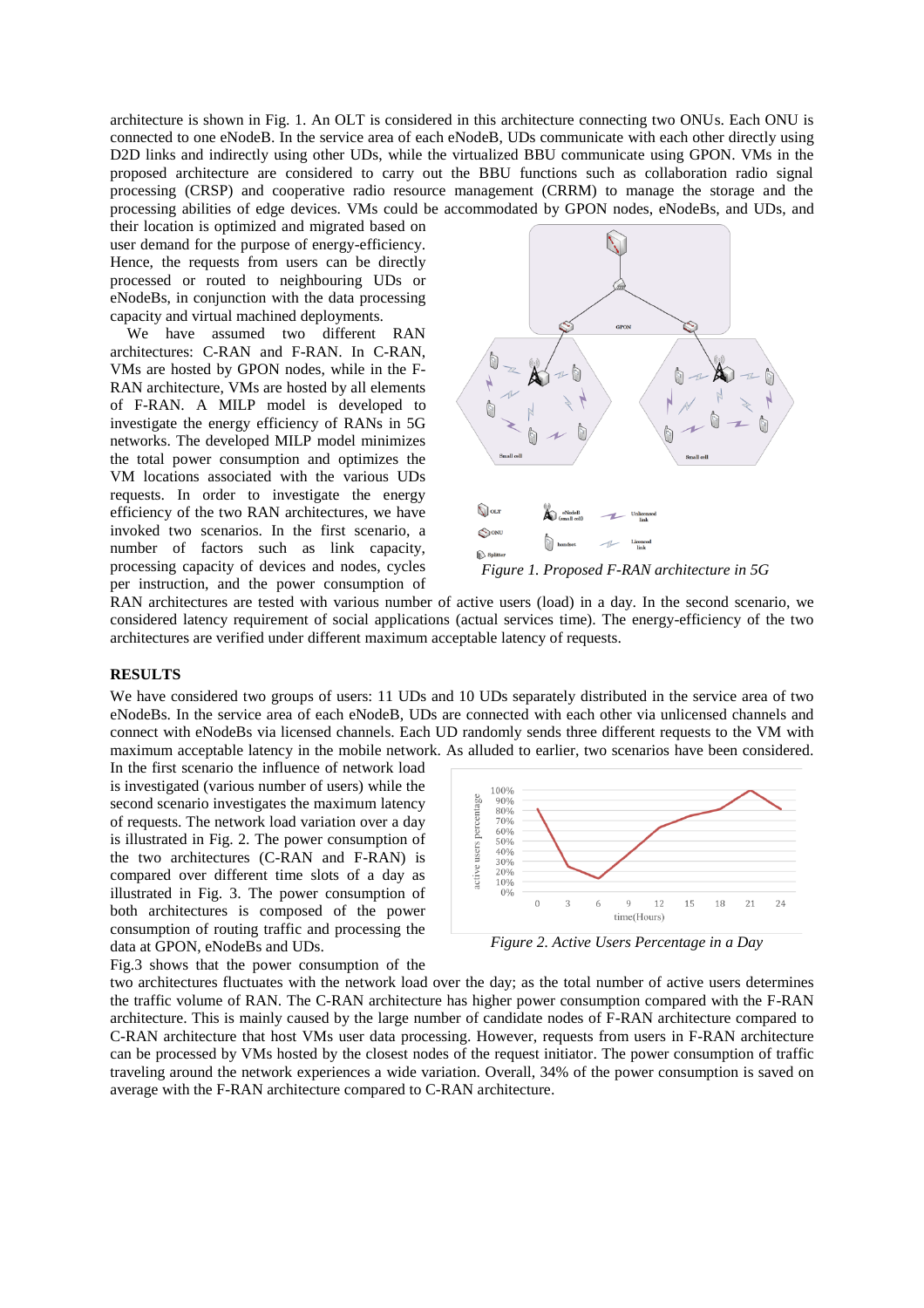architecture is shown in Fig. 1. An OLT is considered in this architecture connecting two ONUs. Each ONU is connected to one eNodeB. In the service area of each eNodeB, UDs communicate with each other directly using D2D links and indirectly using other UDs, while the virtualized BBU communicate using GPON. VMs in the proposed architecture are considered to carry out the BBU functions such as collaboration radio signal processing (CRSP) and cooperative radio resource management (CRRM) to manage the storage and the processing abilities of edge devices. VMs could be accommodated by GPON nodes, eNodeBs, and UDs, and their location is optimized and migrated based on user demand for the purpose of energy-efficiency. Hence, the requests from users can be directly processed or routed to neighbouring UDs or eNodeBs, in conjunction with the data processing capacity and virtual machined deployments.

We have assumed two different RAN architectures: C-RAN and F-RAN. In C-RAN, VMs are hosted by GPON nodes, while in the F-RAN architecture, VMs are hosted by all elements of F-RAN. A MILP model is developed to investigate the energy efficiency of RANs in 5G networks. The developed MILP model minimizes the total power consumption and optimizes the VM locations associated with the various UDs requests. In order to investigate the energy efficiency of the two RAN architectures, we have invoked two scenarios. In the first scenario, a number of factors such as link capacity, processing capacity of devices and nodes, cycles per instruction, and the power consumption of RAN architectures are tested with various number of active users (load) in a day. In the second scenario, we considered latency requirement of social applications (actual services time). The energy-efficiency of the two architectures are verified under different maximum acceptable latency of requests.

*Figure 1. Proposed F-RAN architecture in 5G*

## RESULTS

We have considered two groups of users: 11 UDs and 10 UDs separately distributed in the service area of two eNodeBs. In the service area of each eNodeB, UDs are connected with each other via unlicensed channels and connect with eNodeBs via licensed channels. Each UD randomly sends three different requests to the VM with maximum acceptable latency in the mobile network. As alluded to earlier, two scenarios have been considered. In the first scenario the influence of network load is investigated (various number of users) while the second scenario investigates the maximum latency of requests. The network load variation over a day is illustrated in Fig. 2. The power consumption of the two architectures (C-RAN and F-RAN) is compared over different time slots of a day as illustrated in Fig. 3. The power consumption of both architectures is composed of the power consumption of routing traffic and processing the data at GPON, eNodeBs and UDs.

*Figure 2. Active Users Percentage in a Day*

Fig.3 shows that the power consumption of the two architectures fluctuates with the network load over the day; as the total number of active users determines the traffic volume of RAN. The C-RAN architecture has higher power consumption compared with the F-RAN architecture. This is mainly caused by the large number of candidate nodes of F-RAN architecture compared to C-RAN architecture that host VMs user data processing. However, requests from users in F-RAN architecture can be processed by VMs hosted by the closest nodes of the request initiator. The power consumption of traffic traveling around the network experiences a wide variation. Overall, 34% of the power consumption is saved on average with the F-RAN architecture compared to C-RAN architecture.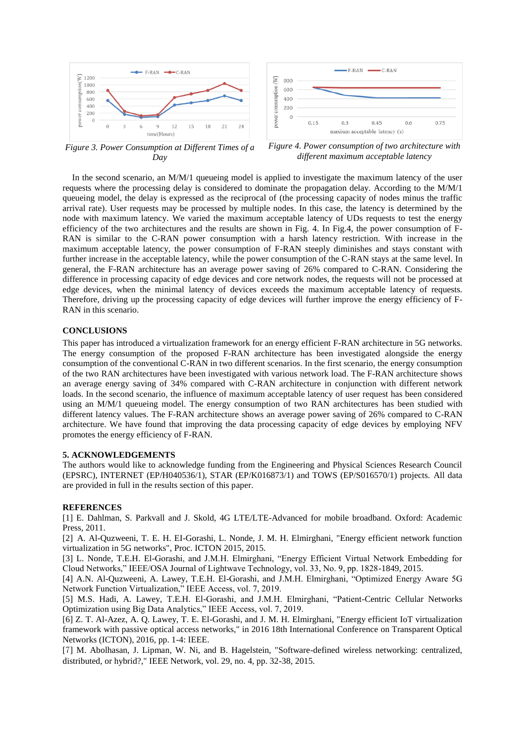*Figure 3. Power Consumption at Different Times of a Day*

*Figure 4. Power consumption of two architecture with different maximum acceptable latency*

In the second scenario, an M/M/1 queueing model is applied to investigate the maximum latency of the user requests where the processing delay is considered to dominate the propagation delay. According to the M/M/1 queueing model, the delay is expressed as the reciprocal of (the processing capacity of nodes minus the traffic arrival rate). User requests may be processed by multiple nodes. In this case, the latency is determined by the node with maximum latency. We varied the maximum acceptable latency of UDs requests to test the energy efficiency of the two architectures and the results are shown in Fig. 4. In Fig.4, the power consumption of F-RAN is similar to the C-RAN power consumption with a harsh latency restriction. With increase in the maximum acceptable latency, the power consumption of F-RAN steeply diminishes and stays constant with further increase in the acceptable latency, while the power consumption of the C-RAN stays at the same level. In general, the F-RAN architecture has an average power saving of 26% compared to C-RAN. Considering the difference in processing capacity of edge devices and core network nodes, the requests will not be processed at edge devices, when the minimal latency of devices exceeds the maximum acceptable latency of requests. Therefore, driving up the processing capacity of edge devices will further improve the energy efficiency of F-RAN in this scenario.

## CONCLUSIONS

This paper has introduced a virtualization framework for an energy efficient F-RAN architecture in 5G networks. The energy consumption of the proposed F-RAN architecture has been investigated alongside the energy consumption of the conventional C-RAN in two different scenarios. In the first scenario, the energy consumption of the two RAN architectures have been investigated with various network load. The F-RAN architecture shows an average energy saving of 34% compared with C-RAN architecture in conjunction with different network loads. In the second scenario, the influence of maximum acceptable latency of user request has been considered using an M/M/1 queueing model. The energy consumption of two RAN architectures has been studied with different latency values. The F-RAN architecture shows an average power saving of 26% compared to C-RAN architecture. We have found that improving the data processing capacity of edge devices by employing NFV promotes the energy efficiency of F-RAN.

## 5. ACKNOWLEDGEMENTS

The authors would like to acknowledge funding from the Engineering and Physical Sciences Research Council (EPSRC), INTERNET (EP/H040536/1), STAR (EP/K016873/1) and TOWS (EP/S016570/1) projects. All data are provided in full in the results section of this paper.

## REFERENCES

[1] E. Dahlman, S. Parkvall and J. Skold, 4G LTE/LTE-Advanced for mobile broadband. Oxford: Academic Press, 2011.

[2] A. Al-Quzweeni, T. E. H. EI-Gorashi, L. Nonde, J. M. H. Elmirghani, "Energy efficient network function virtualization in 5G networks", Proc. ICTON 2015, 2015.

[3] L. Nonde, T.E.H. El-Gorashi, and J.M.H. Elmirghani, "Energy Efficient Virtual Network Embedding for Cloud Networks," IEEE/OSA Journal of Lightwave Technology, vol. 33, No. 9, pp. 1828-1849, 2015.

[4] A.N. Al-Quzweeni, A. Lawey, T.E.H. El-Gorashi, and J.M.H. Elmirghani, "Optimized Energy Aware 5G Network Function Virtualization," IEEE Access, vol. 7, 2019.

[5] M.S. Hadi, A. Lawey, T.E.H. El-Gorashi, and J.M.H. Elmirghani, "Patient-Centric Cellular Networks Optimization using Big Data Analytics," IEEE Access, vol. 7, 2019.

[6] Z. T. Al-Azez, A. Q. Lawey, T. E. El-Gorashi, and J. M. H. Elmirghani, "Energy efficient IoT virtualization framework with passive optical access networks," in 2016 18th International Conference on Transparent Optical Networks (ICTON), 2016, pp. 1-4: IEEE.

[7] M. Abolhasan, J. Lipman, W. Ni, and B. Hagelstein, "Software-defined wireless networking: centralized, distributed, or hybrid?," IEEE Network, vol. 29, no. 4, pp. 32-38, 2015.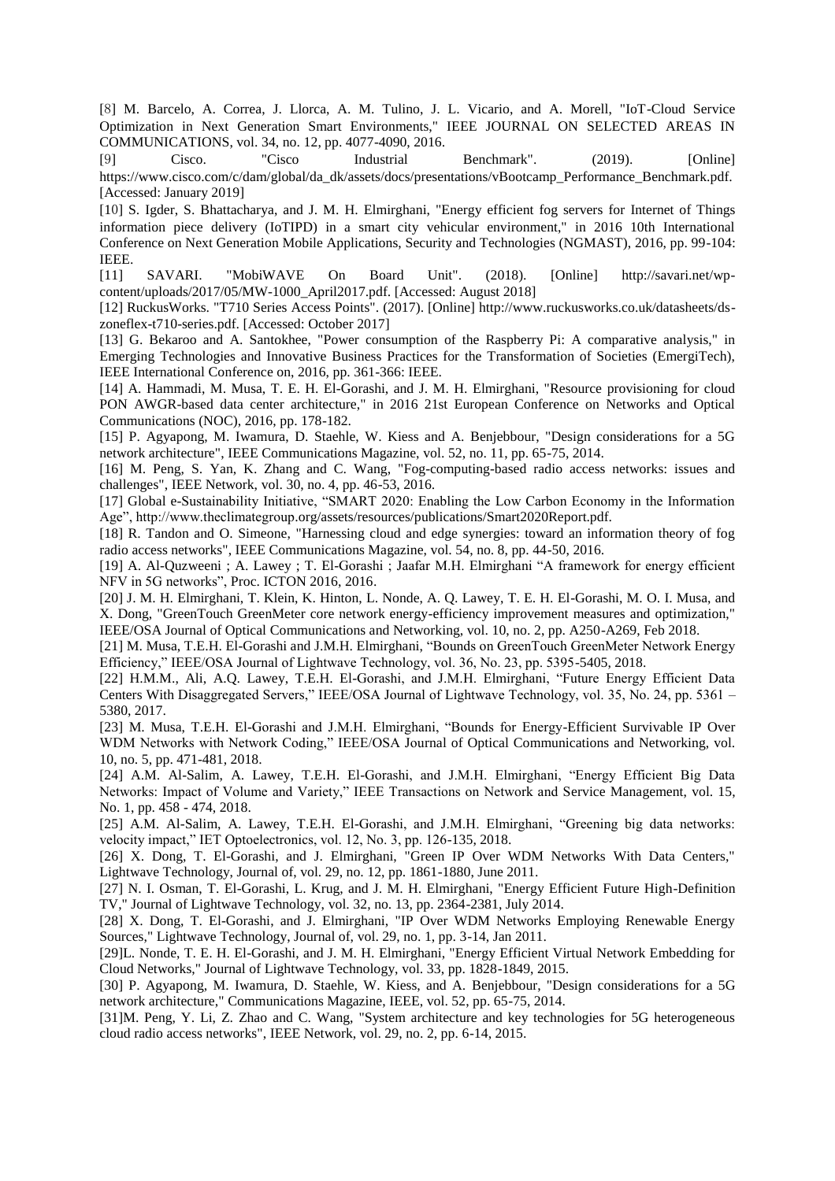[8] M. Barcelo, A. Correa, J. Llorca, A. M. Tulino, J. L. Vicario, and A. Morell, "IoT-Cloud Service Optimization in Next Generation Smart Environments," IEEE JOURNAL ON SELECTED AREAS IN COMMUNICATIONS, vol. 34, no. 12, pp. 4077-4090, 2016.

[9] Cisco. "Cisco Industrial Benchmark". (2019). [Online] https://www.cisco.com/c/dam/global/da_dk/assets/docs/presentations/vBootcamp_Performance_Benchmark.pdf. [Accessed: January 2019]

[10] S. Igder, S. Bhattacharya, and J. M. H. Elmirghani, "Energy efficient fog servers for Internet of Things information piece delivery (IoTIPD) in a smart city vehicular environment," in 2016 10th International Conference on Next Generation Mobile Applications, Security and Technologies (NGMAST), 2016, pp. 99-104: IEEE.

[11] SAVARI. "MobiWAVE On Board Unit". (2018). [Online] http://savari.net/wp-content/uploads/2017/05/MW-1000_April2017.pdf. [Accessed: August 2018]

[12] RuckusWorks. "T710 Series Access Points". (2017). [Online] http://www.ruckusworks.co.uk/datasheets/ds-zoneflex-t710-series.pdf. [Accessed: October 2017]

[13] G. Bekaroo and A. Santokhee, "Power consumption of the Raspberry Pi: A comparative analysis," in Emerging Technologies and Innovative Business Practices for the Transformation of Societies (EmergiTech), IEEE International Conference on, 2016, pp. 361-366: IEEE.

[14] A. Hammadi, M. Musa, T. E. H. El-Gorashi, and J. M. H. Elmirghani, "Resource provisioning for cloud PON AWGR-based data center architecture," in 2016 21st European Conference on Networks and Optical Communications (NOC), 2016, pp. 178-182.

[15] P. Agyapong, M. Iwamura, D. Staehle, W. Kiess and A. Benjebbour, "Design considerations for a 5G network architecture", IEEE Communications Magazine, vol. 52, no. 11, pp. 65-75, 2014.

[16] M. Peng, S. Yan, K. Zhang and C. Wang, "Fog-computing-based radio access networks: issues and challenges", IEEE Network, vol. 30, no. 4, pp. 46-53, 2016.

[17] Global e-Sustainability Initiative, "SMART 2020: Enabling the Low Carbon Economy in the Information Age", http://www.theclimategroup.org/assets/resources/publications/Smart2020Report.pdf.

[18] R. Tandon and O. Simeone, "Harnessing cloud and edge synergies: toward an information theory of fog radio access networks", IEEE Communications Magazine, vol. 54, no. 8, pp. 44-50, 2016.

[19] A. Al-Quzweeni ; A. Lawey ; T. El-Gorashi ; Jaafar M.H. Elmirghani "A framework for energy efficient NFV in 5G networks", Proc. ICTON 2016, 2016.

[20] J. M. H. Elmirghani, T. Klein, K. Hinton, L. Nonde, A. Q. Lawey, T. E. H. El-Gorashi, M. O. I. Musa, and X. Dong, "GreenTouch GreenMeter core network energy-efficiency improvement measures and optimization," IEEE/OSA Journal of Optical Communications and Networking, vol. 10, no. 2, pp. A250-A269, Feb 2018.

[21] M. Musa, T.E.H. El-Gorashi and J.M.H. Elmirghani, "Bounds on GreenTouch GreenMeter Network Energy Efficiency," IEEE/OSA Journal of Lightwave Technology, vol. 36, No. 23, pp. 5395-5405, 2018.

[22] H.M.M., Ali, A.Q. Lawey, T.E.H. El-Gorashi, and J.M.H. Elmirghani, "Future Energy Efficient Data Centers With Disaggregated Servers," IEEE/OSA Journal of Lightwave Technology, vol. 35, No. 24, pp. 5361 – 5380, 2017.

[23] M. Musa, T.E.H. El-Gorashi and J.M.H. Elmirghani, "Bounds for Energy-Efficient Survivable IP Over WDM Networks with Network Coding," IEEE/OSA Journal of Optical Communications and Networking, vol. 10, no. 5, pp. 471-481, 2018.

[24] A.M. Al-Salim, A. Lawey, T.E.H. El-Gorashi, and J.M.H. Elmirghani, "Energy Efficient Big Data Networks: Impact of Volume and Variety," IEEE Transactions on Network and Service Management, vol. 15, No. 1, pp. 458 - 474, 2018.

[25] A.M. Al-Salim, A. Lawey, T.E.H. El-Gorashi, and J.M.H. Elmirghani, "Greening big data networks: velocity impact," IET Optoelectronics, vol. 12, No. 3, pp. 126-135, 2018.

[26] X. Dong, T. El-Gorashi, and J. Elmirghani, "Green IP Over WDM Networks With Data Centers," Lightwave Technology, Journal of, vol. 29, no. 12, pp. 1861-1880, June 2011.

[27] N. I. Osman, T. El-Gorashi, L. Krug, and J. M. H. Elmirghani, "Energy Efficient Future High-Definition TV," Journal of Lightwave Technology, vol. 32, no. 13, pp. 2364-2381, July 2014.

[28] X. Dong, T. El-Gorashi, and J. Elmirghani, "IP Over WDM Networks Employing Renewable Energy Sources," Lightwave Technology, Journal of, vol. 29, no. 1, pp. 3-14, Jan 2011.

[29]L. Nonde, T. E. H. El-Gorashi, and J. M. H. Elmirghani, "Energy Efficient Virtual Network Embedding for Cloud Networks," Journal of Lightwave Technology, vol. 33, pp. 1828-1849, 2015.

[30] P. Agyapong, M. Iwamura, D. Staehle, W. Kiess, and A. Benjebbour, "Design considerations for a 5G network architecture," Communications Magazine, IEEE, vol. 52, pp. 65-75, 2014.

[31]M. Peng, Y. Li, Z. Zhao and C. Wang, "System architecture and key technologies for 5G heterogeneous cloud radio access networks", IEEE Network, vol. 29, no. 2, pp. 6-14, 2015.